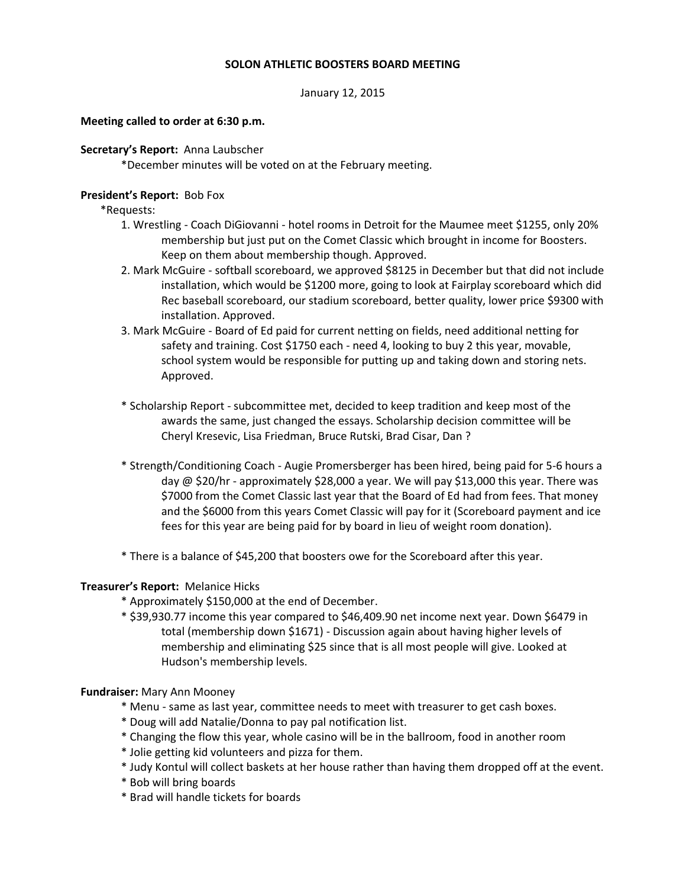**SOLON ATHLETIC BOOSTERS BOARD MEETING**

January 12, 2015

**Meeting called to order at 6:30 p.m.**

**Secretary's Report:** Anna Laubscher

*December minutes will be voted on at the February meeting.

**President's Report:** Bob Fox

*Requests:

1. Wrestling - Coach DiGiovanni - hotel rooms in Detroit for the Maumee meet $1255, only 20% membership but just put on the Comet Classic which brought in income for Boosters. Keep on them about membership though. Approved.
2. Mark McGuire - softball scoreboard, we approved $8125 in December but that did not include installation, which would be $1200 more, going to look at Fairplay scoreboard which did Rec baseball scoreboard, our stadium scoreboard, better quality, lower price $9300 with installation. Approved.
3. Mark McGuire - Board of Ed paid for current netting on fields, need additional netting for safety and training. Cost $1750 each - need 4, looking to buy 2 this year, movable, school system would be responsible for putting up and taking down and storing nets. Approved.

* Scholarship Report - subcommittee met, decided to keep tradition and keep most of the awards the same, just changed the essays. Scholarship decision committee will be Cheryl Kresevic, Lisa Friedman, Bruce Rutski, Brad Cisar, Dan ?

* Strength/Conditioning Coach - Augie Promersberger has been hired, being paid for 5-6 hours a day @ $20/hr - approximately $28,000 a year. We will pay $13,000 this year. There was $7000 from the Comet Classic last year that the Board of Ed had from fees. That money and the $6000 from this years Comet Classic will pay for it (Scoreboard payment and ice fees for this year are being paid for by board in lieu of weight room donation).

* There is a balance of $45,200 that boosters owe for the Scoreboard after this year.

**Treasurer's Report:** Melanice Hicks

* Approximately $150,000 at the end of December.
* $39,930.77 income this year compared to $46,409.90 net income next year. Down $6479 in total (membership down $1671) - Discussion again about having higher levels of membership and eliminating $25 since that is all most people will give. Looked at Hudson's membership levels.

**Fundraiser:** Mary Ann Mooney

* Menu - same as last year, committee needs to meet with treasurer to get cash boxes.
* Doug will add Natalie/Donna to pay pal notification list.
* Changing the flow this year, whole casino will be in the ballroom, food in another room
* Jolie getting kid volunteers and pizza for them.
* Judy Kontul will collect baskets at her house rather than having them dropped off at the event.
* Bob will bring boards
* Brad will handle tickets for boards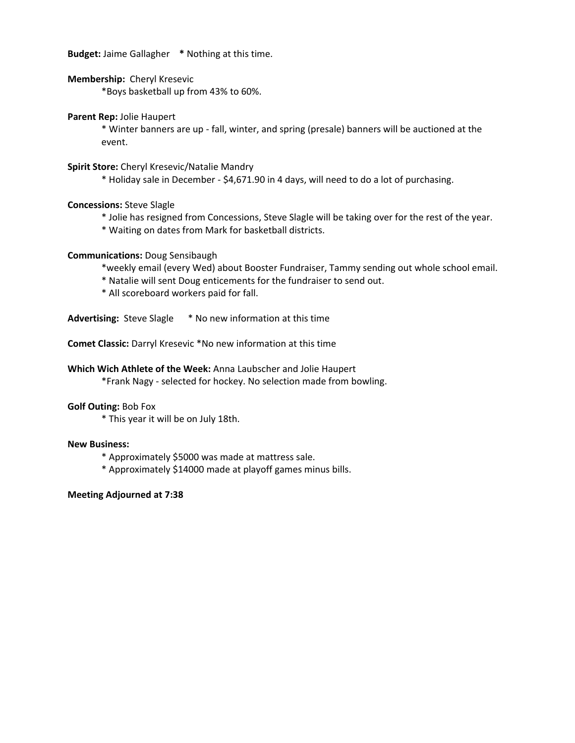**Budget:** Jaime Gallagher **\*** Nothing at this time.

**Membership:** Cheryl Kresevic

*Boys basketball up from 43% to 60%.

**Parent Rep:** Jolie Haupert

* Winter banners are up - fall, winter, and spring (presale) banners will be auctioned at the event.

**Spirit Store:** Cheryl Kresevic/Natalie Mandry

* Holiday sale in December - $4,671.90 in 4 days, will need to do a lot of purchasing.

**Concessions:** Steve Slagle

* Jolie has resigned from Concessions, Steve Slagle will be taking over for the rest of the year.
* Waiting on dates from Mark for basketball districts.

**Communications:** Doug Sensibaugh

*weekly email (every Wed) about Booster Fundraiser, Tammy sending out whole school email.

* Natalie will sent Doug enticements for the fundraiser to send out.
* All scoreboard workers paid for fall.

**Advertising:** Steve Slagle * No new information at this time

**Comet Classic:** Darryl Kresevic *No new information at this time

**Which Wich Athlete of the Week:** Anna Laubscher and Jolie Haupert

*Frank Nagy - selected for hockey. No selection made from bowling.

**Golf Outing:** Bob Fox

* This year it will be on July 18th.

**New Business:**

* Approximately $5000 was made at mattress sale.
* Approximately $14000 made at playoff games minus bills.

**Meeting Adjourned at 7:38**